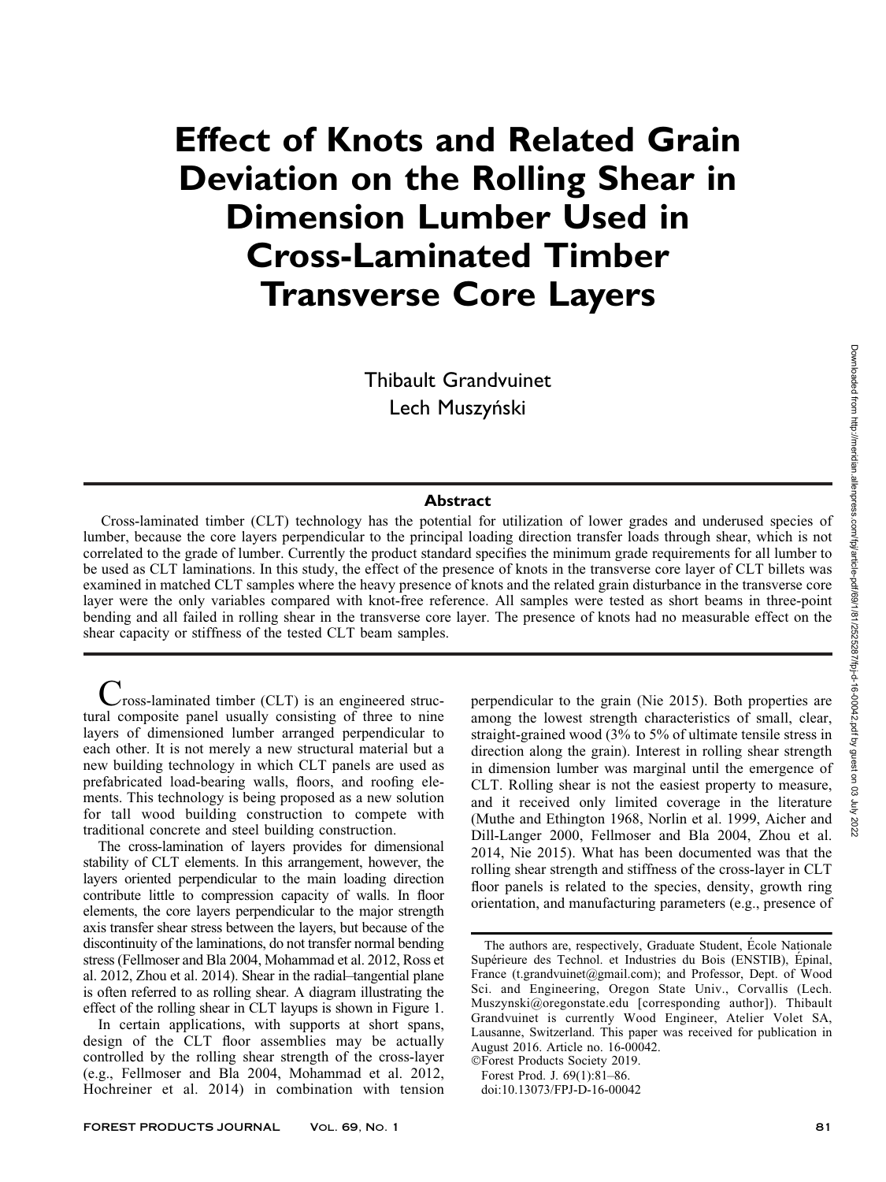# Effect of Knots and Related Grain Deviation on the Rolling Shear in Dimension Lumber Used in Cross-Laminated Timber Transverse Core Layers

Thibault Grandvuinet
Lech Muszyński

## Abstract

Cross-laminated timber (CLT) technology has the potential for utilization of lower grades and underused species of lumber, because the core layers perpendicular to the principal loading direction transfer loads through shear, which is not correlated to the grade of lumber. Currently the product standard specifies the minimum grade requirements for all lumber to be used as CLT laminations. In this study, the effect of the presence of knots in the transverse core layer of CLT billets was examined in matched CLT samples where the heavy presence of knots and the related grain disturbance in the transverse core layer were the only variables compared with knot-free reference. All samples were tested as short beams in three-point bending and all failed in rolling shear in the transverse core layer. The presence of knots had no measurable effect on the shear capacity or stiffness of the tested CLT beam samples.

Cross-laminated timber (CLT) is an engineered structural composite panel usually consisting of three to nine layers of dimensioned lumber arranged perpendicular to each other. It is not merely a new structural material but a new building technology in which CLT panels are used as prefabricated load-bearing walls, floors, and roofing elements. This technology is being proposed as a new solution for tall wood building construction to compete with traditional concrete and steel building construction.

The cross-lamination of layers provides for dimensional stability of CLT elements. In this arrangement, however, the layers oriented perpendicular to the main loading direction contribute little to compression capacity of walls. In floor elements, the core layers perpendicular to the major strength axis transfer shear stress between the layers, but because of the discontinuity of the laminations, do not transfer normal bending stress (Fellmoser and Bla 2004, Mohammad et al. 2012, Ross et al. 2012, Zhou et al. 2014). Shear in the radial–tangential plane is often referred to as rolling shear. A diagram illustrating the effect of the rolling shear in CLT layups is shown in Figure 1.

In certain applications, with supports at short spans, design of the CLT floor assemblies may be actually controlled by the rolling shear strength of the cross-layer (e.g., Fellmoser and Bla 2004, Mohammad et al. 2012, Hochreiner et al. 2014) in combination with tension perpendicular to the grain (Nie 2015). Both properties are among the lowest strength characteristics of small, clear, straight-grained wood (3% to 5% of ultimate tensile stress in direction along the grain). Interest in rolling shear strength in dimension lumber was marginal until the emergence of CLT. Rolling shear is not the easiest property to measure, and it received only limited coverage in the literature (Muthe and Ethington 1968, Norlin et al. 1999, Aicher and Dill-Langer 2000, Fellmoser and Bla 2004, Zhou et al. 2014, Nie 2015). What has been documented was that the rolling shear strength and stiffness of the cross-layer in CLT floor panels is related to the species, density, growth ring orientation, and manufacturing parameters (e.g., presence of

The authors are, respectively, Graduate Student, École Nationale Supérieure des Technol. et Industries du Bois (ENSTIB), Épinal, France (t.grandvuinet@gmail.com); and Professor, Dept. of Wood Sci. and Engineering, Oregon State Univ., Corvallis (Lech.Muszynski@oregonstate.edu [corresponding author]). Thibault Grandvuinet is currently Wood Engineer, Atelier Volet SA, Lausanne, Switzerland. This paper was received for publication in August 2016. Article no. 16-00042.
©Forest Products Society 2019.
Forest Prod. J. 69(1):81–86.
doi:10.13073/FPJ-D-16-00042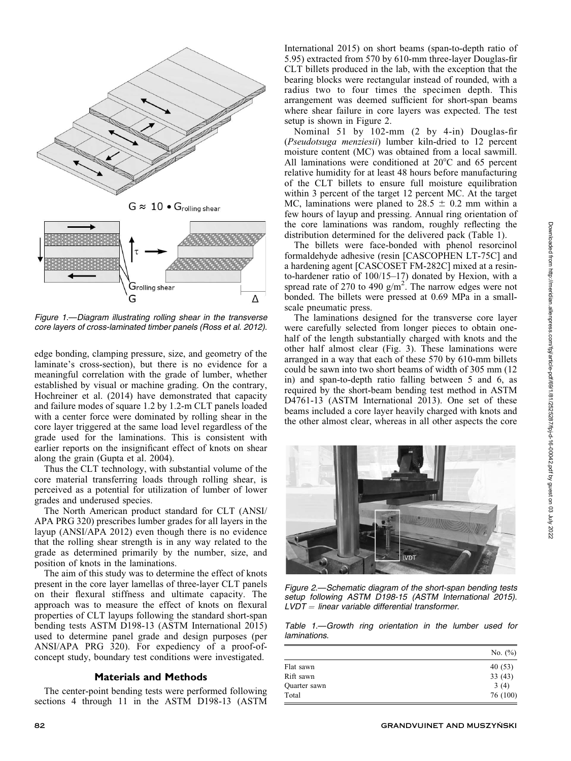Figure 1.—Diagram illustrating rolling shear in the transverse core layers of cross-laminated timber panels (Ross et al. 2012).

edge bonding, clamping pressure, size, and geometry of the laminate's cross-section), but there is no evidence for a meaningful correlation with the grade of lumber, whether established by visual or machine grading. On the contrary, Hochreiner et al. (2014) have demonstrated that capacity and failure modes of square 1.2 by 1.2-m CLT panels loaded with a center force were dominated by rolling shear in the core layer triggered at the same load level regardless of the grade used for the laminations. This is consistent with earlier reports on the insignificant effect of knots on shear along the grain (Gupta et al. 2004).

Thus the CLT technology, with substantial volume of the core material transferring loads through rolling shear, is perceived as a potential for utilization of lumber of lower grades and underused species.

The North American product standard for CLT (ANSI/APA PRG 320) prescribes lumber grades for all layers in the layup (ANSI/APA 2012) even though there is no evidence that the rolling shear strength is in any way related to the grade as determined primarily by the number, size, and position of knots in the laminations.

The aim of this study was to determine the effect of knots present in the core layer lamellas of three-layer CLT panels on their flexural stiffness and ultimate capacity. The approach was to measure the effect of knots on flexural properties of CLT layups following the standard short-span bending tests ASTM D198-13 (ASTM International 2015) used to determine panel grade and design purposes (per ANSI/APA PRG 320). For expediency of a proof-of-concept study, boundary test conditions were investigated.

## Materials and Methods

The center-point bending tests were performed following sections 4 through 11 in the ASTM D198-13 (ASTM International 2015) on short beams (span-to-depth ratio of 5.95) extracted from 570 by 610-mm three-layer Douglas-fir CLT billets produced in the lab, with the exception that the bearing blocks were rectangular instead of rounded, with a radius two to four times the specimen depth. This arrangement was deemed sufficient for short-span beams where shear failure in core layers was expected. The test setup is shown in Figure 2.

Nominal 51 by 102-mm (2 by 4-in) Douglas-fir (*Pseudotsuga menziesii*) lumber kiln-dried to 12 percent moisture content (MC) was obtained from a local sawmill. All laminations were conditioned at 20°C and 65 percent relative humidity for at least 48 hours before manufacturing of the CLT billets to ensure full moisture equilibration within 3 percent of the target 12 percent MC. At the target MC, laminations were planed to 28.5 ± 0.2 mm within a few hours of layup and pressing. Annual ring orientation of the core laminations was random, roughly reflecting the distribution determined for the delivered pack (Table 1).

The billets were face-bonded with phenol resorcinol formaldehyde adhesive (resin [CASCOPHEN LT-75C] and a hardening agent [CASCOSET FM-282C] mixed at a resin-to-hardener ratio of 100/15–17) donated by Hexion, with a spread rate of 270 to 490 g/m$^2$. The narrow edges were not bonded. The billets were pressed at 0.69 MPa in a small-scale pneumatic press.

The laminations designed for the transverse core layer were carefully selected from longer pieces to obtain one-half of the length substantially charged with knots and the other half almost clear (Fig. 3). These laminations were arranged in a way that each of these 570 by 610-mm billets could be sawn into two short beams of width of 305 mm (12 in) and span-to-depth ratio falling between 5 and 6, as required by the short-beam bending test method in ASTM D4761-13 (ASTM International 2013). One set of these beams included a core layer heavily charged with knots and the other almost clear, whereas in all other aspects the core

Figure 2.—Schematic diagram of the short-span bending tests setup following ASTM D198-15 (ASTM International 2015). LVDT = linear variable differential transformer.

Table 1.—Growth ring orientation in the lumber used for laminations.

| | No. (%) |
|---|---|
| Flat sawn | 40 (53) |
| Rift sawn | 33 (43) |
| Quarter sawn | 3 (4) |
| Total | 76 (100) |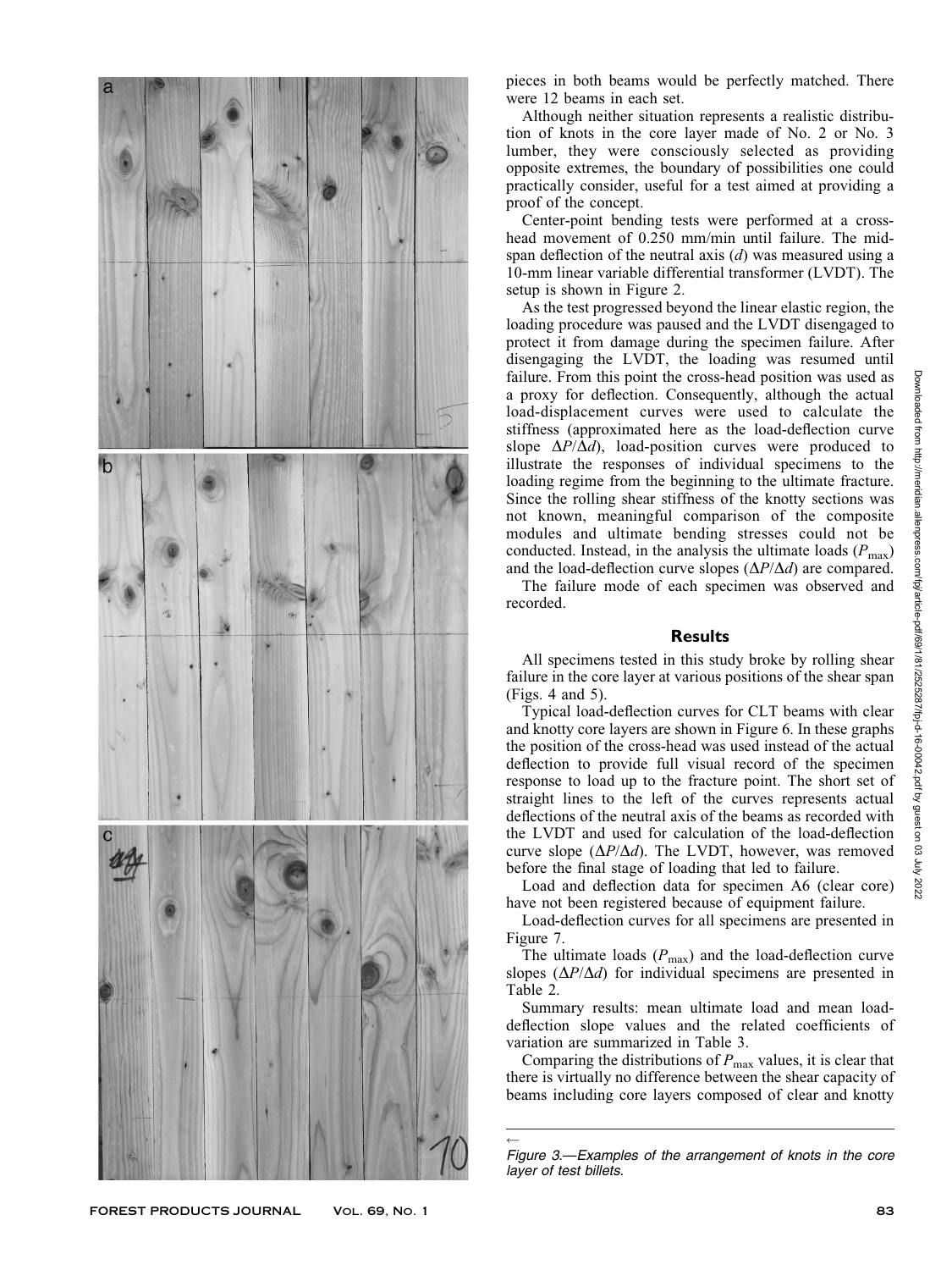pieces in both beams would be perfectly matched. There were 12 beams in each set.

Although neither situation represents a realistic distribution of knots in the core layer made of No. 2 or No. 3 lumber, they were consciously selected as providing opposite extremes, the boundary of possibilities one could practically consider, useful for a test aimed at providing a proof of the concept.

Center-point bending tests were performed at a cross-head movement of 0.250 mm/min until failure. The mid-span deflection of the neutral axis ($d$) was measured using a 10-mm linear variable differential transformer (LVDT). The setup is shown in Figure 2.

As the test progressed beyond the linear elastic region, the loading procedure was paused and the LVDT disengaged to protect it from damage during the specimen failure. After disengaging the LVDT, the loading was resumed until failure. From this point the cross-head position was used as a proxy for deflection. Consequently, although the actual load-displacement curves were used to calculate the stiffness (approximated here as the load-deflection curve slope $\Delta P/\Delta d$), load-position curves were produced to illustrate the responses of individual specimens to the loading regime from the beginning to the ultimate fracture. Since the rolling shear stiffness of the knotty sections was not known, meaningful comparison of the composite modules and ultimate bending stresses could not be conducted. Instead, in the analysis the ultimate loads ($P_{max}$) and the load-deflection curve slopes ($\Delta P/\Delta d$) are compared.

The failure mode of each specimen was observed and recorded.

## Results

All specimens tested in this study broke by rolling shear failure in the core layer at various positions of the shear span (Figs. 4 and 5).

Typical load-deflection curves for CLT beams with clear and knotty core layers are shown in Figure 6. In these graphs the position of the cross-head was used instead of the actual deflection to provide full visual record of the specimen response to load up to the fracture point. The short set of straight lines to the left of the curves represents actual deflections of the neutral axis of the beams as recorded with the LVDT and used for calculation of the load-deflection curve slope ($\Delta P/\Delta d$). The LVDT, however, was removed before the final stage of loading that led to failure.

Load and deflection data for specimen A6 (clear core) have not been registered because of equipment failure.

Load-deflection curves for all specimens are presented in Figure 7.

The ultimate loads ($P_{max}$) and the load-deflection curve slopes ($\Delta P/\Delta d$) for individual specimens are presented in Table 2.

Summary results: mean ultimate load and mean load-deflection slope values and the related coefficients of variation are summarized in Table 3.

Comparing the distributions of $P_{max}$ values, it is clear that there is virtually no difference between the shear capacity of beams including core layers composed of clear and knotty

←
*Figure 3.—Examples of the arrangement of knots in the core layer of test billets.*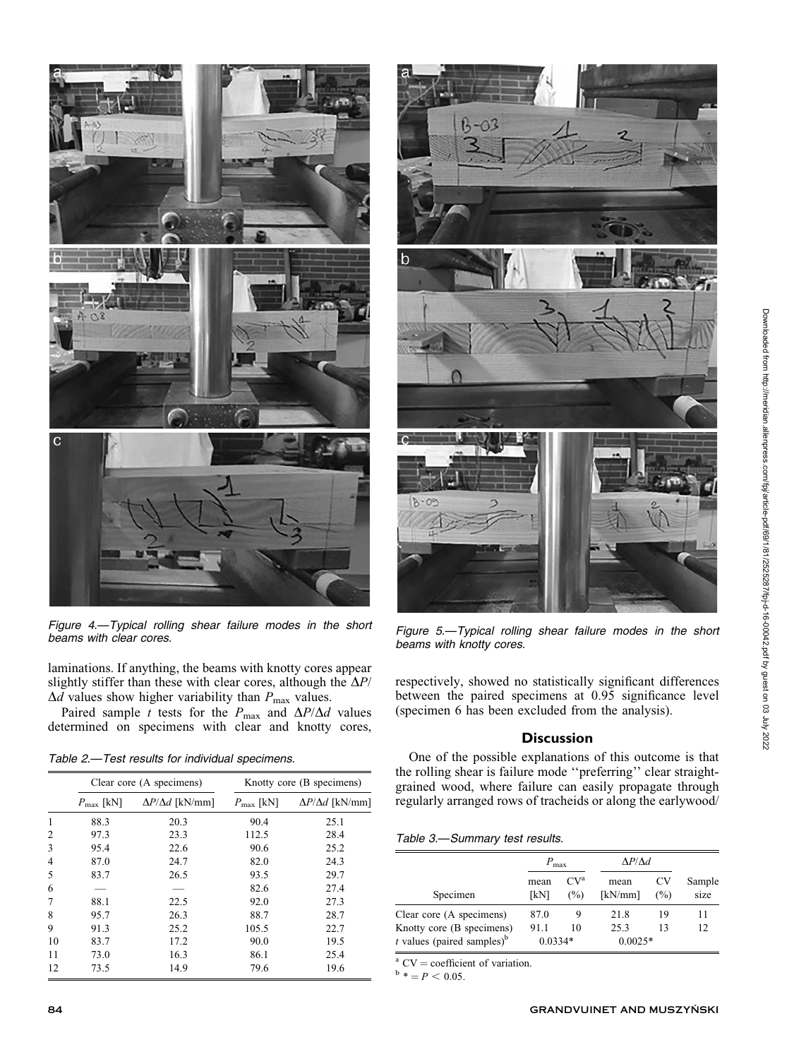Figure 4.—Typical rolling shear failure modes in the short beams with clear cores.

Figure 5.—Typical rolling shear failure modes in the short beams with knotty cores.

laminations. If anything, the beams with knotty cores appear slightly stiffer than these with clear cores, although the $\Delta P/\Delta d$ values show higher variability than $P_{max}$ values.

Paired sample $t$ tests for the $P_{max}$ and $\Delta P/\Delta d$ values determined on specimens with clear and knotty cores, respectively, showed no statistically significant differences between the paired specimens at 0.95 significance level (specimen 6 has been excluded from the analysis).

Table 2.—Test results for individual specimens.

| | Clear core (A specimens) | | Knotty core (B specimens) | |
|---|---|---|---|---|
| | $P_{max}$ [kN] | $\Delta P/\Delta d$ [kN/mm] | $P_{max}$ [kN] | $\Delta P/\Delta d$ [kN/mm] |
| 1 | 88.3 | 20.3 | 90.4 | 25.1 |
| 2 | 97.3 | 23.3 | 112.5 | 28.4 |
| 3 | 95.4 | 22.6 | 90.6 | 25.2 |
| 4 | 87.0 | 24.7 | 82.0 | 24.3 |
| 5 | 83.7 | 26.5 | 93.5 | 29.7 |
| 6 | — | — | 82.6 | 27.4 |
| 7 | 88.1 | 22.5 | 92.0 | 27.3 |
| 8 | 95.7 | 26.3 | 88.7 | 28.7 |
| 9 | 91.3 | 25.2 | 105.5 | 22.7 |
| 10 | 83.7 | 17.2 | 90.0 | 19.5 |
| 11 | 73.0 | 16.3 | 86.1 | 25.4 |
| 12 | 73.5 | 14.9 | 79.6 | 19.6 |

## Discussion

One of the possible explanations of this outcome is that the rolling shear is failure mode ''preferring'' clear straight-grained wood, where failure can easily propagate through regularly arranged rows of tracheids or along the earlywood/

Table 3.—Summary test results.

| | $P_{max}$ | | $\Delta P/\Delta d$ | | |
|---|---|---|---|---|---|
| Specimen | mean [kN] | CV[a] (%) | mean [kN/mm] | CV (%) | Sample size |
| Clear core (A specimens) | 87.0 | 9 | 21.8 | 19 | 11 |
| Knotty core (B specimens) | 91.1 | 10 | 25.3 | 13 | 12 |
| $t$ values (paired samples)[b] | 0.0334* | | 0.0025* | | |

[a] CV = coefficient of variation.

[b] * = $P < 0.05$.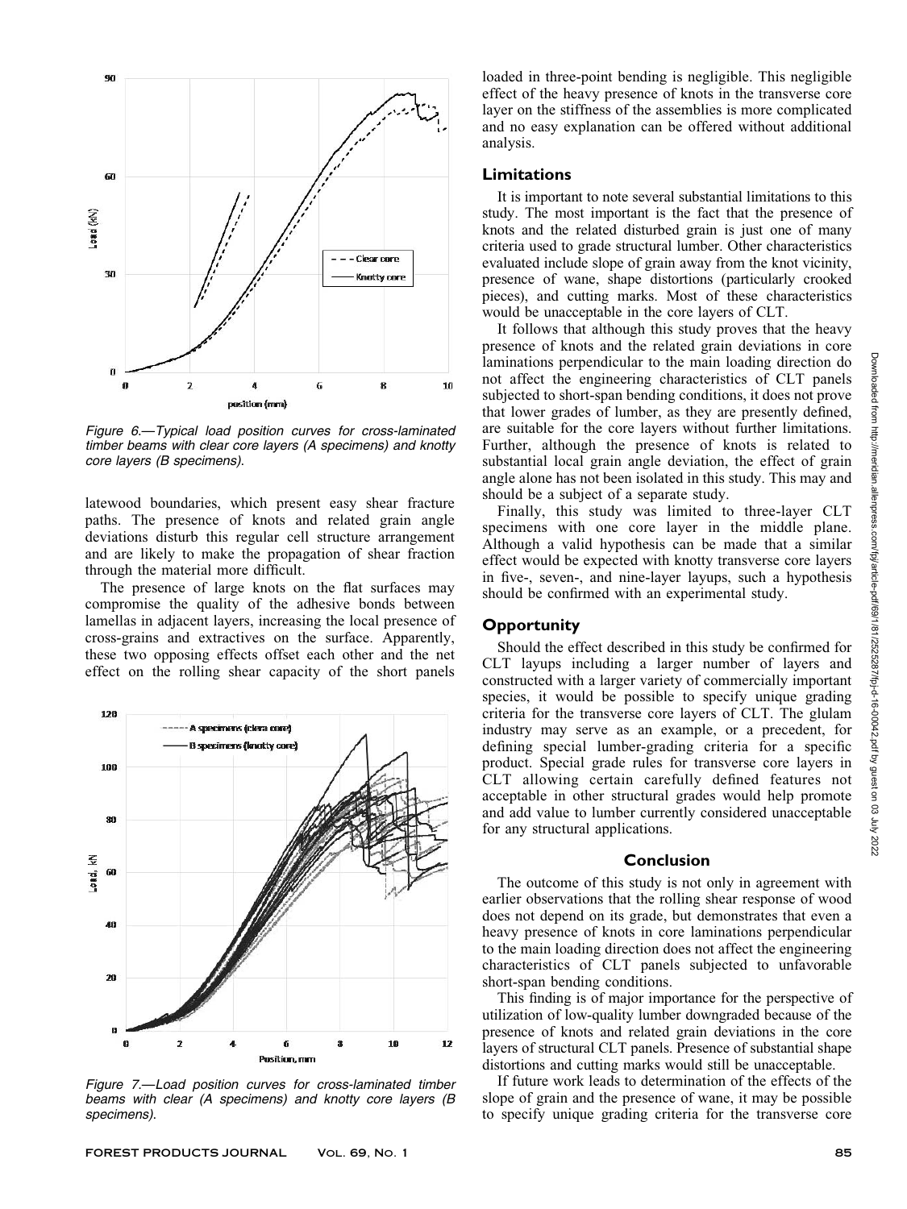Figure 6.—Typical load position curves for cross-laminated timber beams with clear core layers (A specimens) and knotty core layers (B specimens).

latewood boundaries, which present easy shear fracture paths. The presence of knots and related grain angle deviations disturb this regular cell structure arrangement and are likely to make the propagation of shear fraction through the material more difficult.

The presence of large knots on the flat surfaces may compromise the quality of the adhesive bonds between lamellas in adjacent layers, increasing the local presence of cross-grains and extractives on the surface. Apparently, these two opposing effects offset each other and the net effect on the rolling shear capacity of the short panels loaded in three-point bending is negligible. This negligible effect of the heavy presence of knots in the transverse core layer on the stiffness of the assemblies is more complicated and no easy explanation can be offered without additional analysis.

Figure 7.—Load position curves for cross-laminated timber beams with clear (A specimens) and knotty core layers (B specimens).

### Limitations

It is important to note several substantial limitations to this study. The most important is the fact that the presence of knots and the related disturbed grain is just one of many criteria used to grade structural lumber. Other characteristics evaluated include slope of grain away from the knot vicinity, presence of wane, shape distortions (particularly crooked pieces), and cutting marks. Most of these characteristics would be unacceptable in the core layers of CLT.

It follows that although this study proves that the heavy presence of knots and the related grain deviations in core laminations perpendicular to the main loading direction do not affect the engineering characteristics of CLT panels subjected to short-span bending conditions, it does not prove that lower grades of lumber, as they are presently defined, are suitable for the core layers without further limitations. Further, although the presence of knots is related to substantial local grain angle deviation, the effect of grain angle alone has not been isolated in this study. This may and should be a subject of a separate study.

Finally, this study was limited to three-layer CLT specimens with one core layer in the middle plane. Although a valid hypothesis can be made that a similar effect would be expected with knotty transverse core layers in five-, seven-, and nine-layer layups, such a hypothesis should be confirmed with an experimental study.

### Opportunity

Should the effect described in this study be confirmed for CLT layups including a larger number of layers and constructed with a larger variety of commercially important species, it would be possible to specify unique grading criteria for the transverse core layers of CLT. The glulam industry may serve as an example, or a precedent, for defining special lumber-grading criteria for a specific product. Special grade rules for transverse core layers in CLT allowing certain carefully defined features not acceptable in other structural grades would help promote and add value to lumber currently considered unacceptable for any structural applications.

## Conclusion

The outcome of this study is not only in agreement with earlier observations that the rolling shear response of wood does not depend on its grade, but demonstrates that even a heavy presence of knots in core laminations perpendicular to the main loading direction does not affect the engineering characteristics of CLT panels subjected to unfavorable short-span bending conditions.

This finding is of major importance for the perspective of utilization of low-quality lumber downgraded because of the presence of knots and related grain deviations in the core layers of structural CLT panels. Presence of substantial shape distortions and cutting marks would still be unacceptable.

If future work leads to determination of the effects of the slope of grain and the presence of wane, it may be possible to specify unique grading criteria for the transverse core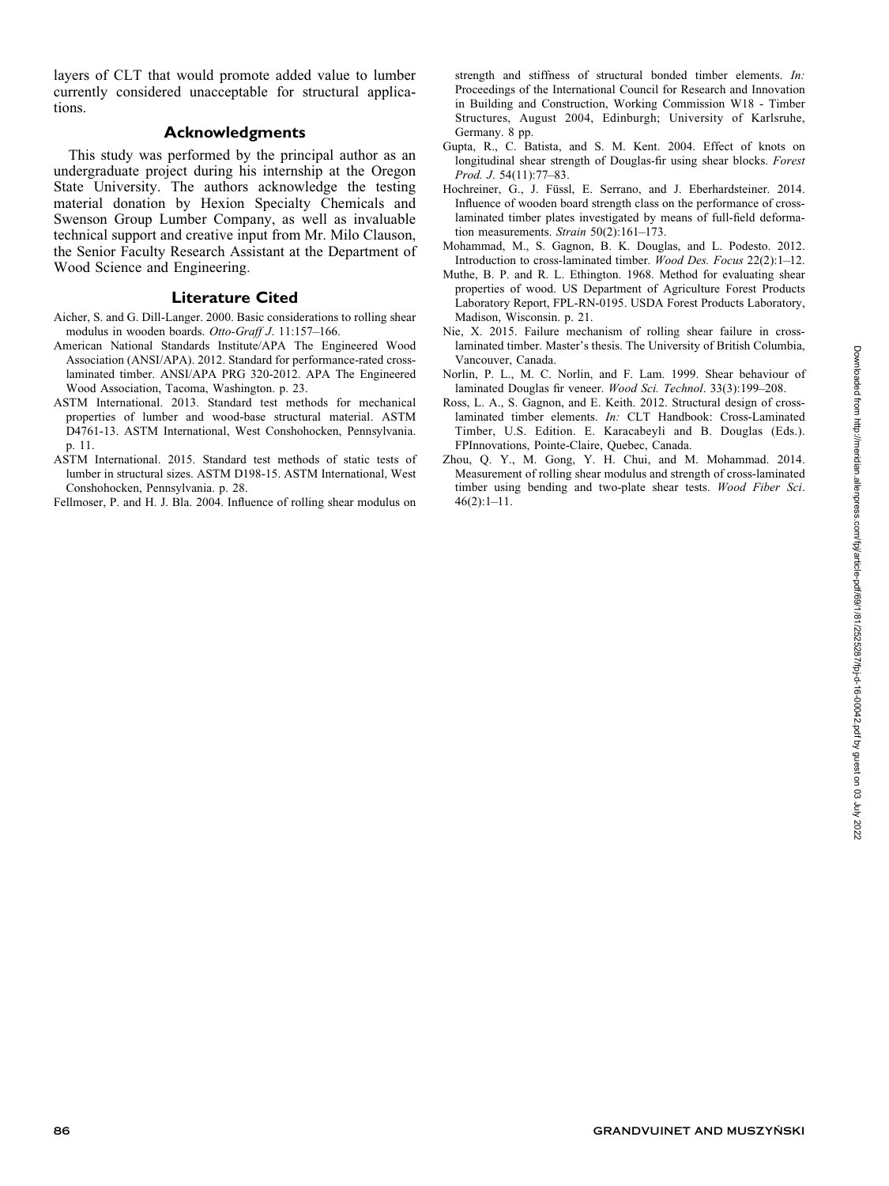layers of CLT that would promote added value to lumber currently considered unacceptable for structural applications.

## Acknowledgments

This study was performed by the principal author as an undergraduate project during his internship at the Oregon State University. The authors acknowledge the testing material donation by Hexion Specialty Chemicals and Swenson Group Lumber Company, as well as invaluable technical support and creative input from Mr. Milo Clauson, the Senior Faculty Research Assistant at the Department of Wood Science and Engineering.

## Literature Cited

Aicher, S. and G. Dill-Langer. 2000. Basic considerations to rolling shear modulus in wooden boards. *Otto-Graff J*. 11:157–166.

American National Standards Institute/APA The Engineered Wood Association (ANSI/APA). 2012. Standard for performance-rated cross-laminated timber. ANSI/APA PRG 320-2012. APA The Engineered Wood Association, Tacoma, Washington. p. 23.

ASTM International. 2013. Standard test methods for mechanical properties of lumber and wood-base structural material. ASTM D4761-13. ASTM International, West Conshohocken, Pennsylvania. p. 11.

ASTM International. 2015. Standard test methods of static tests of lumber in structural sizes. ASTM D198-15. ASTM International, West Conshohocken, Pennsylvania. p. 28.

Fellmoser, P. and H. J. Bla. 2004. Influence of rolling shear modulus on strength and stiffness of structural bonded timber elements. *In:* Proceedings of the International Council for Research and Innovation in Building and Construction, Working Commission W18 - Timber Structures, August 2004, Edinburgh; University of Karlsruhe, Germany. 8 pp.

Gupta, R., C. Batista, and S. M. Kent. 2004. Effect of knots on longitudinal shear strength of Douglas-fir using shear blocks. *Forest Prod. J*. 54(11):77–83.

Hochreiner, G., J. Füssl, E. Serrano, and J. Eberhardsteiner. 2014. Influence of wooden board strength class on the performance of cross-laminated timber plates investigated by means of full-field deformation measurements. *Strain* 50(2):161–173.

Mohammad, M., S. Gagnon, B. K. Douglas, and L. Podesto. 2012. Introduction to cross-laminated timber. *Wood Des. Focus* 22(2):1–12.

Muthe, B. P. and R. L. Ethington. 1968. Method for evaluating shear properties of wood. US Department of Agriculture Forest Products Laboratory Report, FPL-RN-0195. USDA Forest Products Laboratory, Madison, Wisconsin. p. 21.

Nie, X. 2015. Failure mechanism of rolling shear failure in cross-laminated timber. Master's thesis. The University of British Columbia, Vancouver, Canada.

Norlin, P. L., M. C. Norlin, and F. Lam. 1999. Shear behaviour of laminated Douglas fir veneer. *Wood Sci. Technol*. 33(3):199–208.

Ross, L. A., S. Gagnon, and E. Keith. 2012. Structural design of cross-laminated timber elements. *In:* CLT Handbook: Cross-Laminated Timber, U.S. Edition. E. Karacabeyli and B. Douglas (Eds.). FPInnovations, Pointe-Claire, Quebec, Canada.

Zhou, Q. Y., M. Gong, Y. H. Chui, and M. Mohammad. 2014. Measurement of rolling shear modulus and strength of cross-laminated timber using bending and two-plate shear tests. *Wood Fiber Sci*. 46(2):1–11.